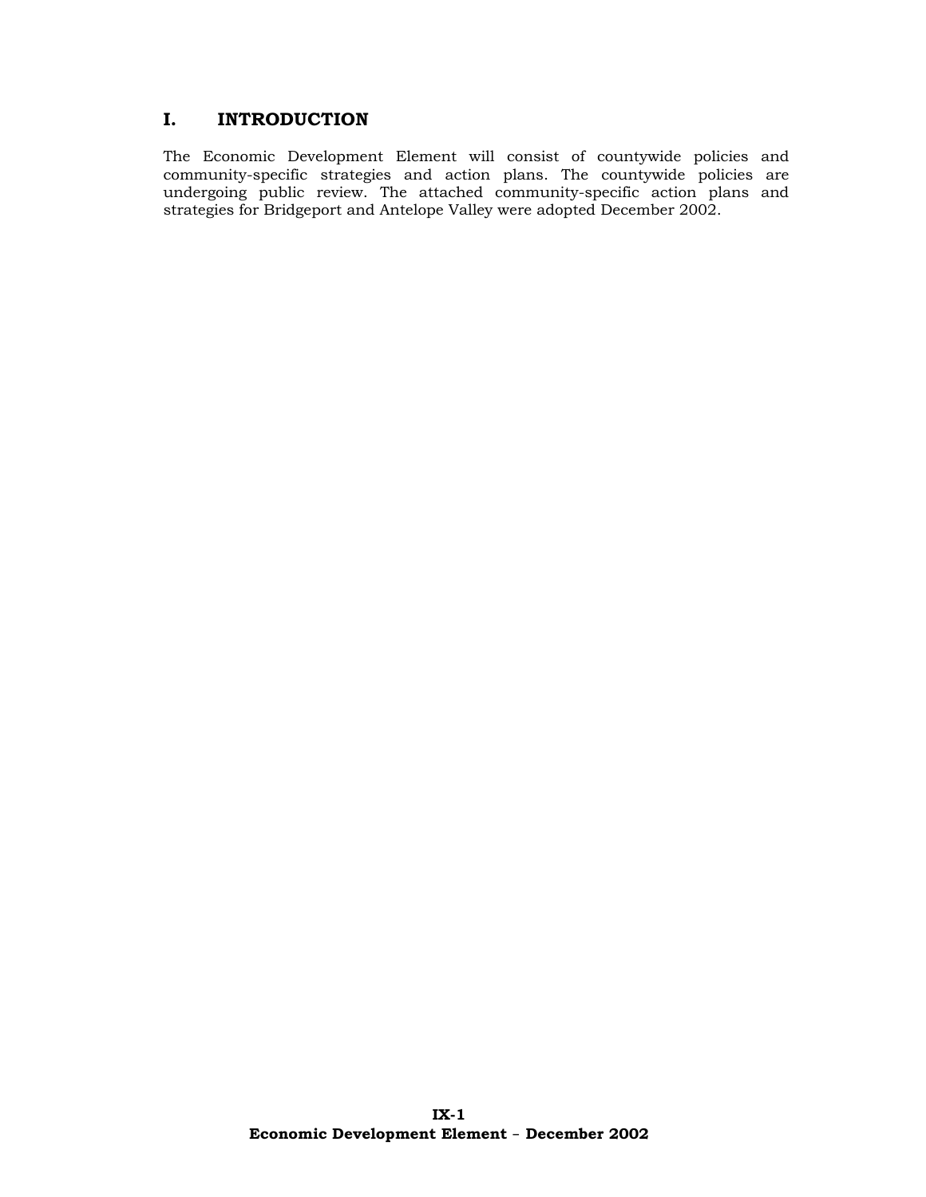## I. INTRODUCTION

The Economic Development Element will consist of countywide policies and community-specific strategies and action plans. The countywide policies are undergoing public review. The attached community-specific action plans and strategies for Bridgeport and Antelope Valley were adopted December 2002.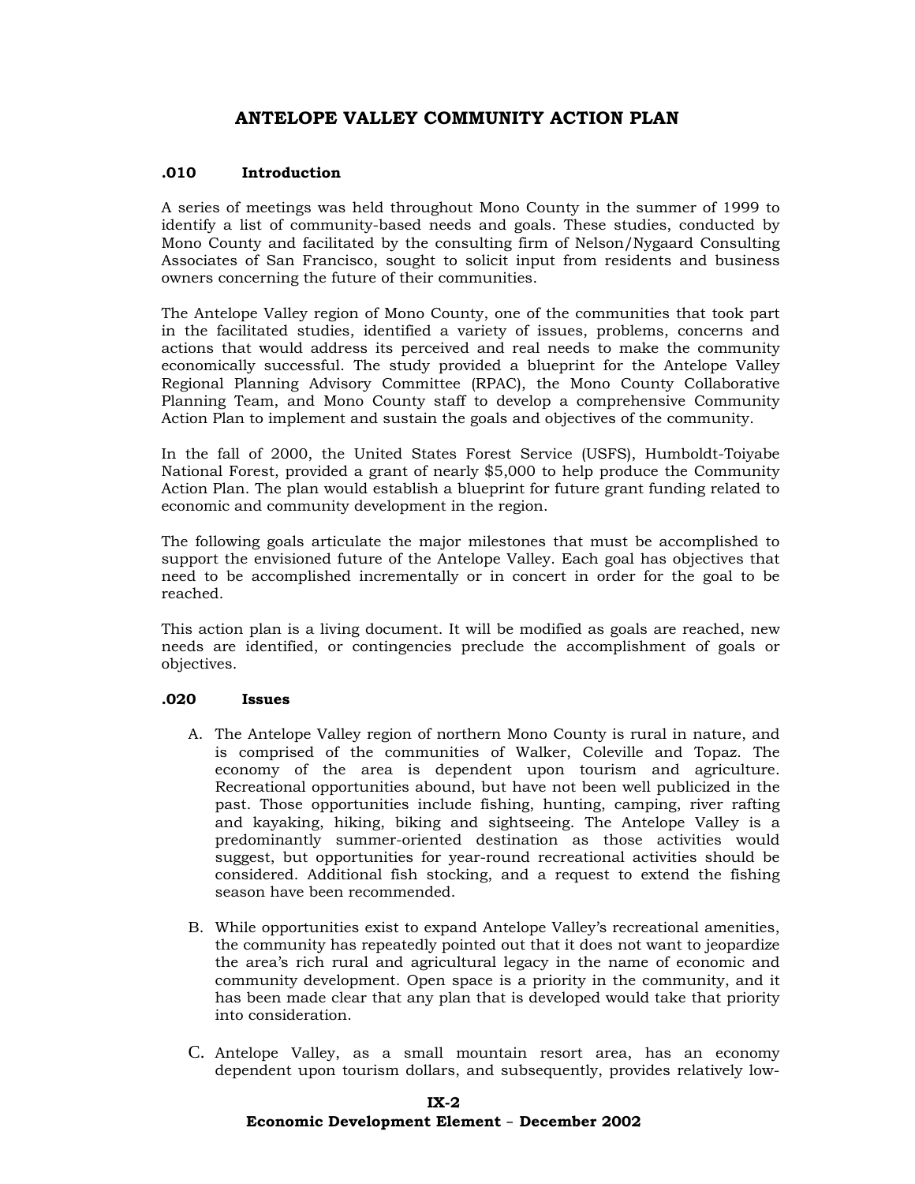# ANTELOPE VALLEY COMMUNITY ACTION PLAN

**.010 Introduction**

A series of meetings was held throughout Mono County in the summer of 1999 to identify a list of community-based needs and goals. These studies, conducted by Mono County and facilitated by the consulting firm of Nelson/Nygaard Consulting Associates of San Francisco, sought to solicit input from residents and business owners concerning the future of their communities.

The Antelope Valley region of Mono County, one of the communities that took part in the facilitated studies, identified a variety of issues, problems, concerns and actions that would address its perceived and real needs to make the community economically successful. The study provided a blueprint for the Antelope Valley Regional Planning Advisory Committee (RPAC), the Mono County Collaborative Planning Team, and Mono County staff to develop a comprehensive Community Action Plan to implement and sustain the goals and objectives of the community.

In the fall of 2000, the United States Forest Service (USFS), Humboldt-Toiyabe National Forest, provided a grant of nearly $5,000 to help produce the Community Action Plan. The plan would establish a blueprint for future grant funding related to economic and community development in the region.

The following goals articulate the major milestones that must be accomplished to support the envisioned future of the Antelope Valley. Each goal has objectives that need to be accomplished incrementally or in concert in order for the goal to be reached.

This action plan is a living document. It will be modified as goals are reached, new needs are identified, or contingencies preclude the accomplishment of goals or objectives.

**.020 Issues**

A. The Antelope Valley region of northern Mono County is rural in nature, and is comprised of the communities of Walker, Coleville and Topaz. The economy of the area is dependent upon tourism and agriculture. Recreational opportunities abound, but have not been well publicized in the past. Those opportunities include fishing, hunting, camping, river rafting and kayaking, hiking, biking and sightseeing. The Antelope Valley is a predominantly summer-oriented destination as those activities would suggest, but opportunities for year-round recreational activities should be considered. Additional fish stocking, and a request to extend the fishing season have been recommended.

B. While opportunities exist to expand Antelope Valley's recreational amenities, the community has repeatedly pointed out that it does not want to jeopardize the area's rich rural and agricultural legacy in the name of economic and community development. Open space is a priority in the community, and it has been made clear that any plan that is developed would take that priority into consideration.

C. Antelope Valley, as a small mountain resort area, has an economy dependent upon tourism dollars, and subsequently, provides relatively low-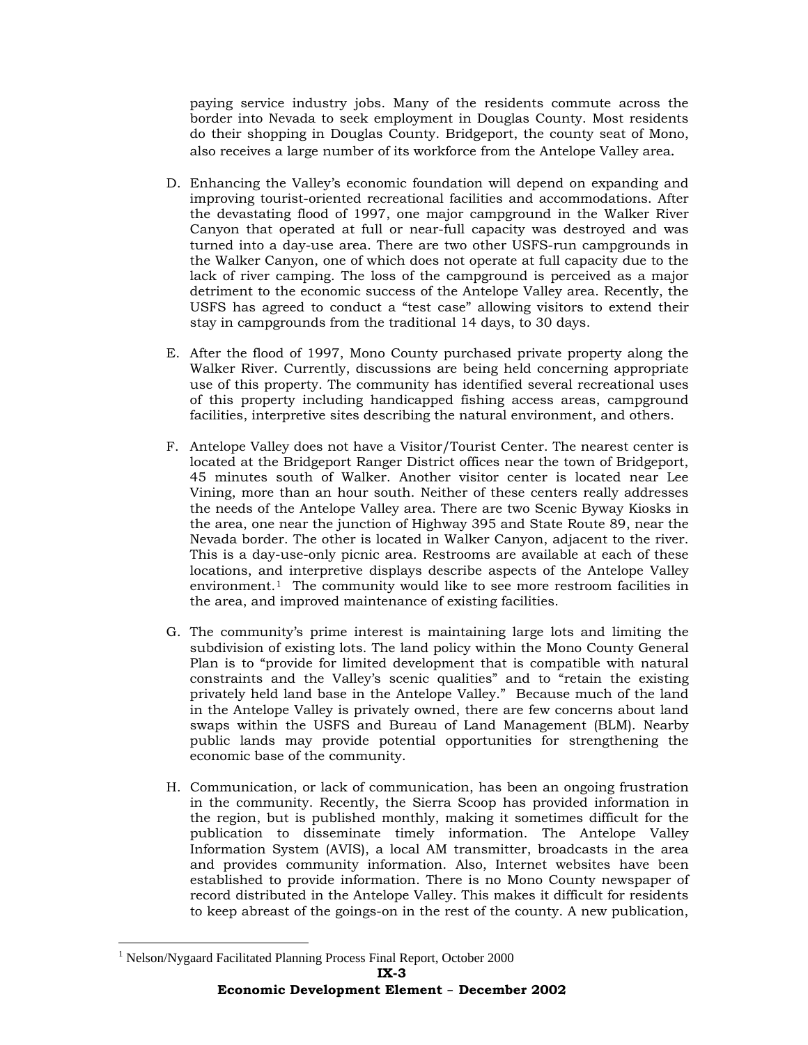paying service industry jobs. Many of the residents commute across the border into Nevada to seek employment in Douglas County. Most residents do their shopping in Douglas County. Bridgeport, the county seat of Mono, also receives a large number of its workforce from the Antelope Valley area.

D. Enhancing the Valley's economic foundation will depend on expanding and improving tourist-oriented recreational facilities and accommodations. After the devastating flood of 1997, one major campground in the Walker River Canyon that operated at full or near-full capacity was destroyed and was turned into a day-use area. There are two other USFS-run campgrounds in the Walker Canyon, one of which does not operate at full capacity due to the lack of river camping. The loss of the campground is perceived as a major detriment to the economic success of the Antelope Valley area. Recently, the USFS has agreed to conduct a "test case" allowing visitors to extend their stay in campgrounds from the traditional 14 days, to 30 days.

E. After the flood of 1997, Mono County purchased private property along the Walker River. Currently, discussions are being held concerning appropriate use of this property. The community has identified several recreational uses of this property including handicapped fishing access areas, campground facilities, interpretive sites describing the natural environment, and others.

F. Antelope Valley does not have a Visitor/Tourist Center. The nearest center is located at the Bridgeport Ranger District offices near the town of Bridgeport, 45 minutes south of Walker. Another visitor center is located near Lee Vining, more than an hour south. Neither of these centers really addresses the needs of the Antelope Valley area. There are two Scenic Byway Kiosks in the area, one near the junction of Highway 395 and State Route 89, near the Nevada border. The other is located in Walker Canyon, adjacent to the river. This is a day-use-only picnic area. Restrooms are available at each of these locations, and interpretive displays describe aspects of the Antelope Valley environment.[1] The community would like to see more restroom facilities in the area, and improved maintenance of existing facilities.

G. The community's prime interest is maintaining large lots and limiting the subdivision of existing lots. The land policy within the Mono County General Plan is to "provide for limited development that is compatible with natural constraints and the Valley's scenic qualities" and to "retain the existing privately held land base in the Antelope Valley." Because much of the land in the Antelope Valley is privately owned, there are few concerns about land swaps within the USFS and Bureau of Land Management (BLM). Nearby public lands may provide potential opportunities for strengthening the economic base of the community.

H. Communication, or lack of communication, has been an ongoing frustration in the community. Recently, the Sierra Scoop has provided information in the region, but is published monthly, making it sometimes difficult for the publication to disseminate timely information. The Antelope Valley Information System (AVIS), a local AM transmitter, broadcasts in the area and provides community information. Also, Internet websites have been established to provide information. There is no Mono County newspaper of record distributed in the Antelope Valley. This makes it difficult for residents to keep abreast of the goings-on in the rest of the county. A new publication,

[1] Nelson/Nygaard Facilitated Planning Process Final Report, October 2000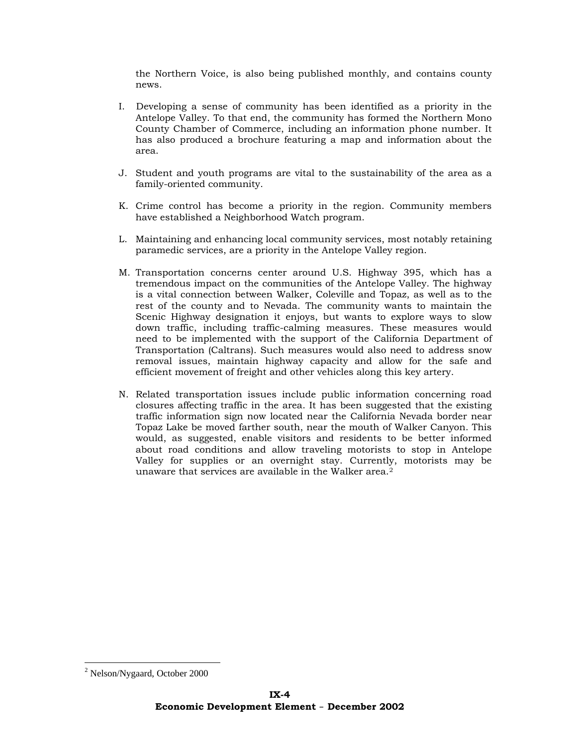the Northern Voice, is also being published monthly, and contains county news.

I. Developing a sense of community has been identified as a priority in the Antelope Valley. To that end, the community has formed the Northern Mono County Chamber of Commerce, including an information phone number. It has also produced a brochure featuring a map and information about the area.

J. Student and youth programs are vital to the sustainability of the area as a family-oriented community.

K. Crime control has become a priority in the region. Community members have established a Neighborhood Watch program.

L. Maintaining and enhancing local community services, most notably retaining paramedic services, are a priority in the Antelope Valley region.

M. Transportation concerns center around U.S. Highway 395, which has a tremendous impact on the communities of the Antelope Valley. The highway is a vital connection between Walker, Coleville and Topaz, as well as to the rest of the county and to Nevada. The community wants to maintain the Scenic Highway designation it enjoys, but wants to explore ways to slow down traffic, including traffic-calming measures. These measures would need to be implemented with the support of the California Department of Transportation (Caltrans). Such measures would also need to address snow removal issues, maintain highway capacity and allow for the safe and efficient movement of freight and other vehicles along this key artery.

N. Related transportation issues include public information concerning road closures affecting traffic in the area. It has been suggested that the existing traffic information sign now located near the California Nevada border near Topaz Lake be moved farther south, near the mouth of Walker Canyon. This would, as suggested, enable visitors and residents to be better informed about road conditions and allow traveling motorists to stop in Antelope Valley for supplies or an overnight stay. Currently, motorists may be unaware that services are available in the Walker area.[2]

[2] Nelson/Nygaard, October 2000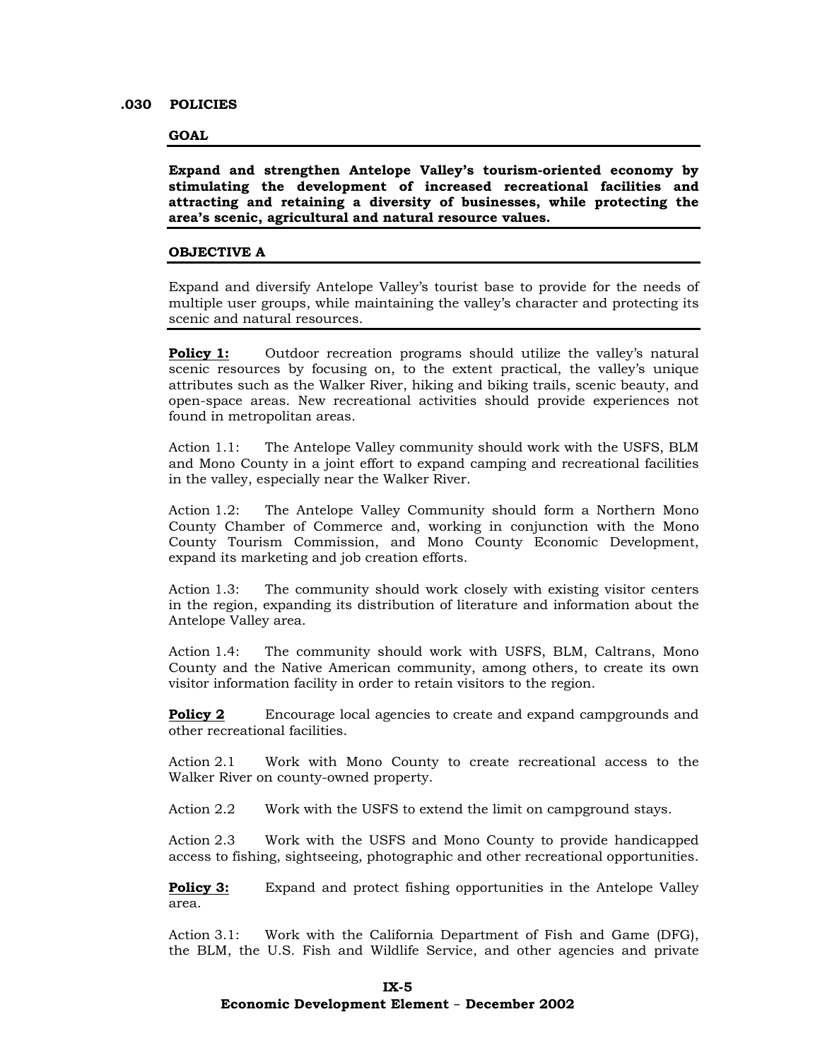## .030 POLICIES

### GOAL

**Expand and strengthen Antelope Valley's tourism-oriented economy by stimulating the development of increased recreational facilities and attracting and retaining a diversity of businesses, while protecting the area's scenic, agricultural and natural resource values.**

### OBJECTIVE A

Expand and diversify Antelope Valley's tourist base to provide for the needs of multiple user groups, while maintaining the valley's character and protecting its scenic and natural resources.

**Policy 1:** Outdoor recreation programs should utilize the valley's natural scenic resources by focusing on, to the extent practical, the valley's unique attributes such as the Walker River, hiking and biking trails, scenic beauty, and open-space areas. New recreational activities should provide experiences not found in metropolitan areas.

Action 1.1: The Antelope Valley community should work with the USFS, BLM and Mono County in a joint effort to expand camping and recreational facilities in the valley, especially near the Walker River.

Action 1.2: The Antelope Valley Community should form a Northern Mono County Chamber of Commerce and, working in conjunction with the Mono County Tourism Commission, and Mono County Economic Development, expand its marketing and job creation efforts.

Action 1.3: The community should work closely with existing visitor centers in the region, expanding its distribution of literature and information about the Antelope Valley area.

Action 1.4: The community should work with USFS, BLM, Caltrans, Mono County and the Native American community, among others, to create its own visitor information facility in order to retain visitors to the region.

**Policy 2** Encourage local agencies to create and expand campgrounds and other recreational facilities.

Action 2.1 Work with Mono County to create recreational access to the Walker River on county-owned property.

Action 2.2 Work with the USFS to extend the limit on campground stays.

Action 2.3 Work with the USFS and Mono County to provide handicapped access to fishing, sightseeing, photographic and other recreational opportunities.

**Policy 3:** Expand and protect fishing opportunities in the Antelope Valley area.

Action 3.1: Work with the California Department of Fish and Game (DFG), the BLM, the U.S. Fish and Wildlife Service, and other agencies and private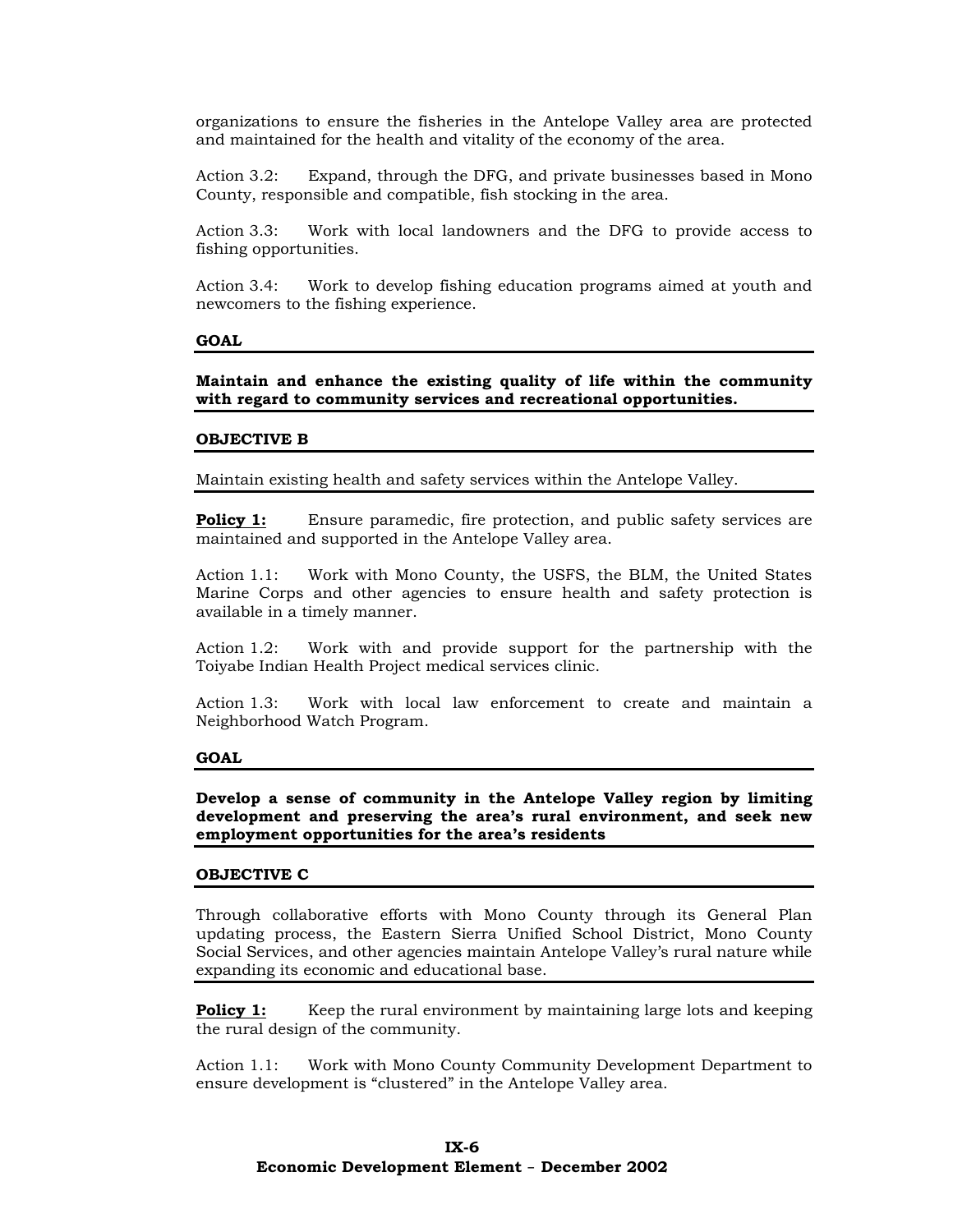organizations to ensure the fisheries in the Antelope Valley area are protected and maintained for the health and vitality of the economy of the area.

Action 3.2: Expand, through the DFG, and private businesses based in Mono County, responsible and compatible, fish stocking in the area.

Action 3.3: Work with local landowners and the DFG to provide access to fishing opportunities.

Action 3.4: Work to develop fishing education programs aimed at youth and newcomers to the fishing experience.

**GOAL**

**Maintain and enhance the existing quality of life within the community with regard to community services and recreational opportunities.**

**OBJECTIVE B**

Maintain existing health and safety services within the Antelope Valley.

**Policy 1:** Ensure paramedic, fire protection, and public safety services are maintained and supported in the Antelope Valley area.

Action 1.1: Work with Mono County, the USFS, the BLM, the United States Marine Corps and other agencies to ensure health and safety protection is available in a timely manner.

Action 1.2: Work with and provide support for the partnership with the Toiyabe Indian Health Project medical services clinic.

Action 1.3: Work with local law enforcement to create and maintain a Neighborhood Watch Program.

**GOAL**

**Develop a sense of community in the Antelope Valley region by limiting development and preserving the area's rural environment, and seek new employment opportunities for the area's residents**

**OBJECTIVE C**

Through collaborative efforts with Mono County through its General Plan updating process, the Eastern Sierra Unified School District, Mono County Social Services, and other agencies maintain Antelope Valley's rural nature while expanding its economic and educational base.

**Policy 1:** Keep the rural environment by maintaining large lots and keeping the rural design of the community.

Action 1.1: Work with Mono County Community Development Department to ensure development is "clustered" in the Antelope Valley area.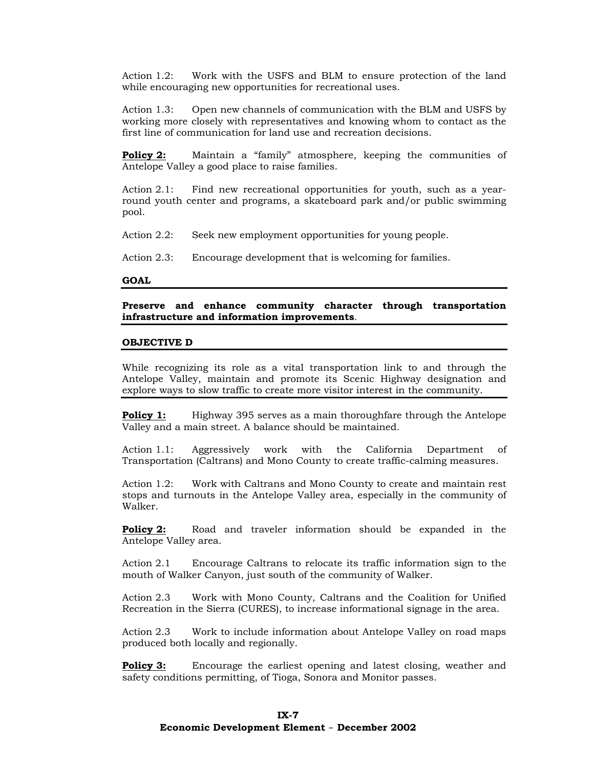Action 1.2: Work with the USFS and BLM to ensure protection of the land while encouraging new opportunities for recreational uses.

Action 1.3: Open new channels of communication with the BLM and USFS by working more closely with representatives and knowing whom to contact as the first line of communication for land use and recreation decisions.

**Policy 2:** Maintain a "family" atmosphere, keeping the communities of Antelope Valley a good place to raise families.

Action 2.1: Find new recreational opportunities for youth, such as a year-round youth center and programs, a skateboard park and/or public swimming pool.

Action 2.2: Seek new employment opportunities for young people.

Action 2.3: Encourage development that is welcoming for families.

**GOAL**

---

**Preserve and enhance community character through transportation infrastructure and information improvements**.

---

**OBJECTIVE D**

---

While recognizing its role as a vital transportation link to and through the Antelope Valley, maintain and promote its Scenic Highway designation and explore ways to slow traffic to create more visitor interest in the community.

---

**Policy 1:** Highway 395 serves as a main thoroughfare through the Antelope Valley and a main street. A balance should be maintained.

Action 1.1: Aggressively work with the California Department of Transportation (Caltrans) and Mono County to create traffic-calming measures.

Action 1.2: Work with Caltrans and Mono County to create and maintain rest stops and turnouts in the Antelope Valley area, especially in the community of Walker.

**Policy 2:** Road and traveler information should be expanded in the Antelope Valley area.

Action 2.1 Encourage Caltrans to relocate its traffic information sign to the mouth of Walker Canyon, just south of the community of Walker.

Action 2.3 Work with Mono County, Caltrans and the Coalition for Unified Recreation in the Sierra (CURES), to increase informational signage in the area.

Action 2.3 Work to include information about Antelope Valley on road maps produced both locally and regionally.

**Policy 3:** Encourage the earliest opening and latest closing, weather and safety conditions permitting, of Tioga, Sonora and Monitor passes.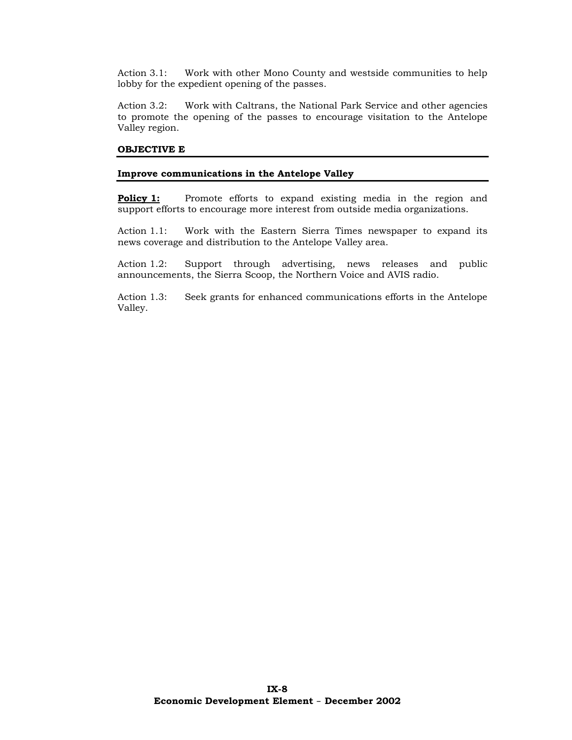Action 3.1: Work with other Mono County and westside communities to help lobby for the expedient opening of the passes.

Action 3.2: Work with Caltrans, the National Park Service and other agencies to promote the opening of the passes to encourage visitation to the Antelope Valley region.

**OBJECTIVE E**

**Improve communications in the Antelope Valley**

**Policy 1:** Promote efforts to expand existing media in the region and support efforts to encourage more interest from outside media organizations.

Action 1.1: Work with the Eastern Sierra Times newspaper to expand its news coverage and distribution to the Antelope Valley area.

Action 1.2: Support through advertising, news releases and public announcements, the Sierra Scoop, the Northern Voice and AVIS radio.

Action 1.3: Seek grants for enhanced communications efforts in the Antelope Valley.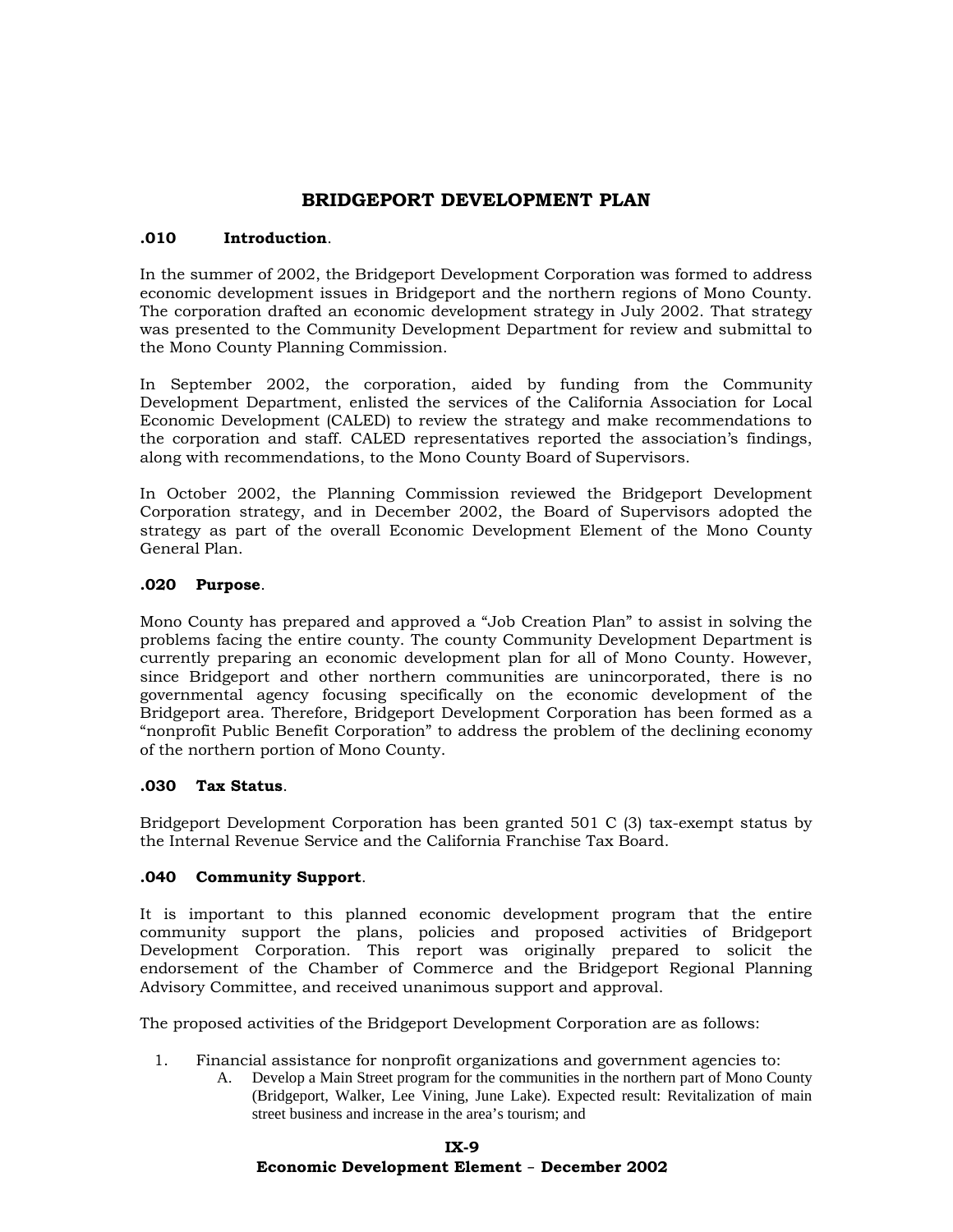# BRIDGEPORT DEVELOPMENT PLAN

**.010 Introduction**.

In the summer of 2002, the Bridgeport Development Corporation was formed to address economic development issues in Bridgeport and the northern regions of Mono County. The corporation drafted an economic development strategy in July 2002. That strategy was presented to the Community Development Department for review and submittal to the Mono County Planning Commission.

In September 2002, the corporation, aided by funding from the Community Development Department, enlisted the services of the California Association for Local Economic Development (CALED) to review the strategy and make recommendations to the corporation and staff. CALED representatives reported the association's findings, along with recommendations, to the Mono County Board of Supervisors.

In October 2002, the Planning Commission reviewed the Bridgeport Development Corporation strategy, and in December 2002, the Board of Supervisors adopted the strategy as part of the overall Economic Development Element of the Mono County General Plan.

**.020 Purpose**.

Mono County has prepared and approved a "Job Creation Plan" to assist in solving the problems facing the entire county. The county Community Development Department is currently preparing an economic development plan for all of Mono County. However, since Bridgeport and other northern communities are unincorporated, there is no governmental agency focusing specifically on the economic development of the Bridgeport area. Therefore, Bridgeport Development Corporation has been formed as a "nonprofit Public Benefit Corporation" to address the problem of the declining economy of the northern portion of Mono County.

**.030 Tax Status**.

Bridgeport Development Corporation has been granted 501 C (3) tax-exempt status by the Internal Revenue Service and the California Franchise Tax Board.

**.040 Community Support**.

It is important to this planned economic development program that the entire community support the plans, policies and proposed activities of Bridgeport Development Corporation. This report was originally prepared to solicit the endorsement of the Chamber of Commerce and the Bridgeport Regional Planning Advisory Committee, and received unanimous support and approval.

The proposed activities of the Bridgeport Development Corporation are as follows:

1. Financial assistance for nonprofit organizations and government agencies to:
   - A. Develop a Main Street program for the communities in the northern part of Mono County (Bridgeport, Walker, Lee Vining, June Lake). Expected result: Revitalization of main street business and increase in the area's tourism; and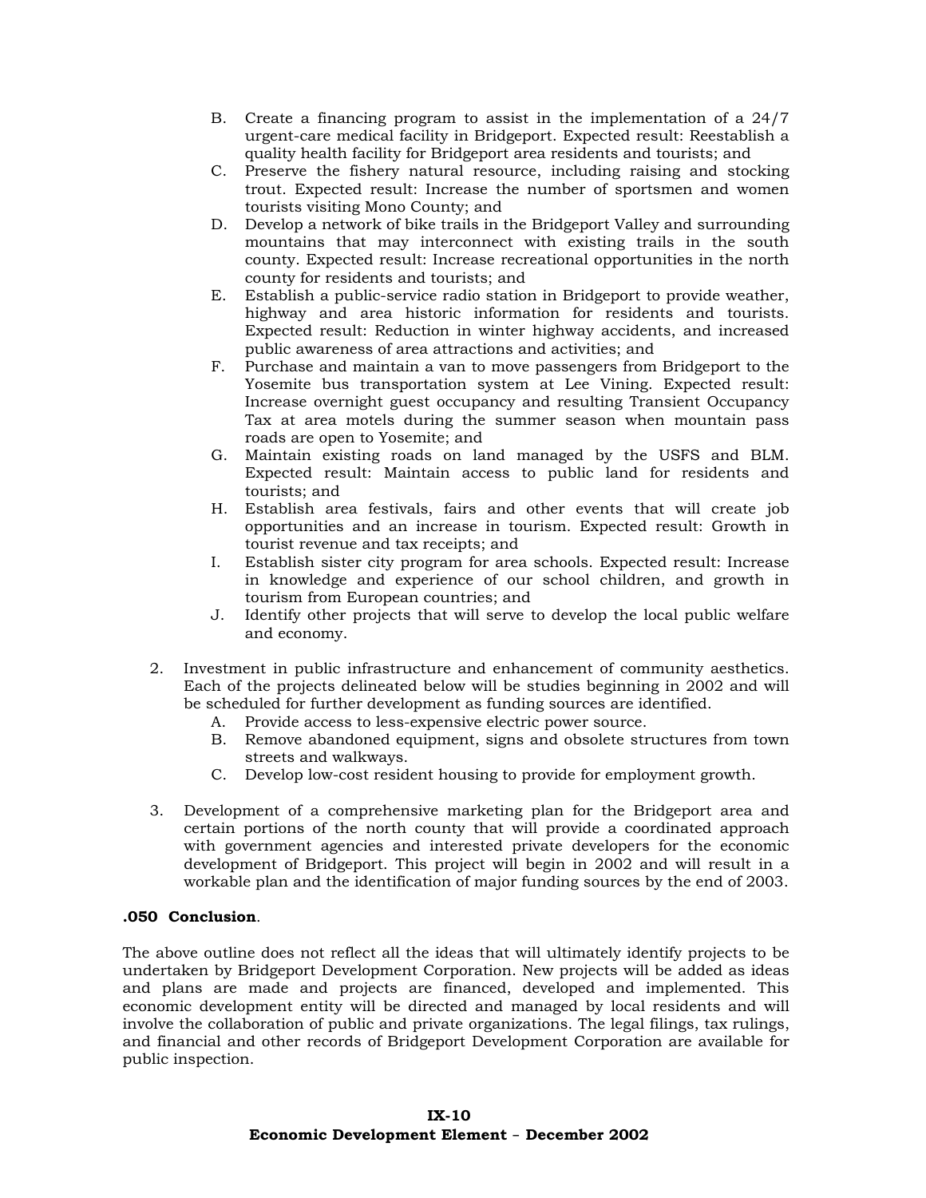B. Create a financing program to assist in the implementation of a 24/7 urgent-care medical facility in Bridgeport. Expected result: Reestablish a quality health facility for Bridgeport area residents and tourists; and
C. Preserve the fishery natural resource, including raising and stocking trout. Expected result: Increase the number of sportsmen and women tourists visiting Mono County; and
D. Develop a network of bike trails in the Bridgeport Valley and surrounding mountains that may interconnect with existing trails in the south county. Expected result: Increase recreational opportunities in the north county for residents and tourists; and
E. Establish a public-service radio station in Bridgeport to provide weather, highway and area historic information for residents and tourists. Expected result: Reduction in winter highway accidents, and increased public awareness of area attractions and activities; and
F. Purchase and maintain a van to move passengers from Bridgeport to the Yosemite bus transportation system at Lee Vining. Expected result: Increase overnight guest occupancy and resulting Transient Occupancy Tax at area motels during the summer season when mountain pass roads are open to Yosemite; and
G. Maintain existing roads on land managed by the USFS and BLM. Expected result: Maintain access to public land for residents and tourists; and
H. Establish area festivals, fairs and other events that will create job opportunities and an increase in tourism. Expected result: Growth in tourist revenue and tax receipts; and
I. Establish sister city program for area schools. Expected result: Increase in knowledge and experience of our school children, and growth in tourism from European countries; and
J. Identify other projects that will serve to develop the local public welfare and economy.

2. Investment in public infrastructure and enhancement of community aesthetics. Each of the projects delineated below will be studies beginning in 2002 and will be scheduled for further development as funding sources are identified.
   A. Provide access to less-expensive electric power source.
   B. Remove abandoned equipment, signs and obsolete structures from town streets and walkways.
   C. Develop low-cost resident housing to provide for employment growth.

3. Development of a comprehensive marketing plan for the Bridgeport area and certain portions of the north county that will provide a coordinated approach with government agencies and interested private developers for the economic development of Bridgeport. This project will begin in 2002 and will result in a workable plan and the identification of major funding sources by the end of 2003.

**.050 Conclusion**.

The above outline does not reflect all the ideas that will ultimately identify projects to be undertaken by Bridgeport Development Corporation. New projects will be added as ideas and plans are made and projects are financed, developed and implemented. This economic development entity will be directed and managed by local residents and will involve the collaboration of public and private organizations. The legal filings, tax rulings, and financial and other records of Bridgeport Development Corporation are available for public inspection.